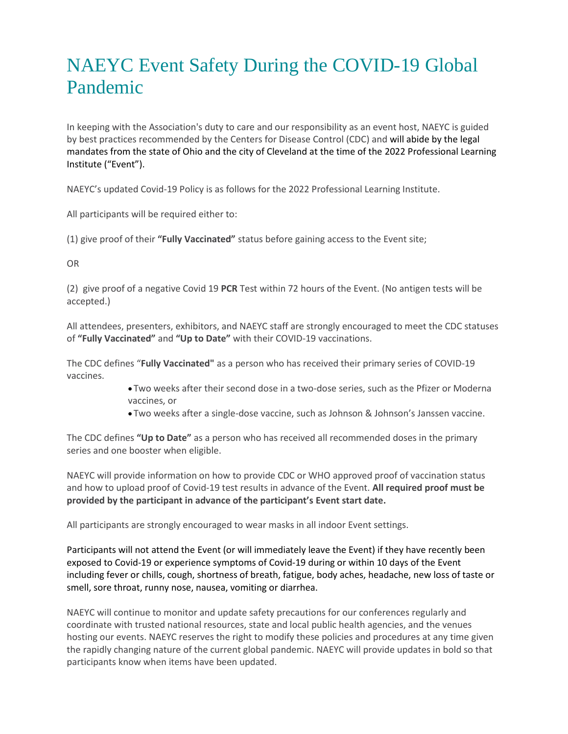# NAEYC Event Safety During the COVID-19 Global Pandemic

In keeping with the Association's duty to care and our responsibility as an event host, NAEYC is guided by best practices recommended by the Centers for Disease Control (CDC) and will abide by the legal mandates from the state of Ohio and the city of Cleveland at the time of the 2022 Professional Learning Institute ("Event").

NAEYC's updated Covid-19 Policy is as follows for the 2022 Professional Learning Institute.

All participants will be required either to:

(1) give proof of their **"Fully Vaccinated"** status before gaining access to the Event site;

OR

(2) give proof of a negative Covid 19 **PCR** Test within 72 hours of the Event. (No antigen tests will be accepted.)

All attendees, presenters, exhibitors, and NAEYC staff are strongly encouraged to meet the CDC statuses of **"Fully Vaccinated"** and **"Up to Date"** with their COVID-19 vaccinations.

The CDC defines "**Fully Vaccinated"** as a person who has received their primary series of COVID-19 vaccines.

- Two weeks after their second dose in a two-dose series, such as the Pfizer or Moderna vaccines, or
- Two weeks after a single-dose vaccine, such as Johnson & Johnson's Janssen vaccine.

The CDC defines **"Up to Date"** as a person who has received all recommended doses in the primary series and one booster when eligible.

NAEYC will provide information on how to provide CDC or WHO approved proof of vaccination status and how to upload proof of Covid-19 test results in advance of the Event. **All required proof must be provided by the participant in advance of the participant's Event start date.**

All participants are strongly encouraged to wear masks in all indoor Event settings.

Participants will not attend the Event (or will immediately leave the Event) if they have recently been exposed to Covid-19 or experience symptoms of Covid-19 during or within 10 days of the Event including fever or chills, cough, shortness of breath, fatigue, body aches, headache, new loss of taste or smell, sore throat, runny nose, nausea, vomiting or diarrhea.

NAEYC will continue to monitor and update safety precautions for our conferences regularly and coordinate with trusted national resources, state and local public health agencies, and the venues hosting our events. NAEYC reserves the right to modify these policies and procedures at any time given the rapidly changing nature of the current global pandemic. NAEYC will provide updates in bold so that participants know when items have been updated.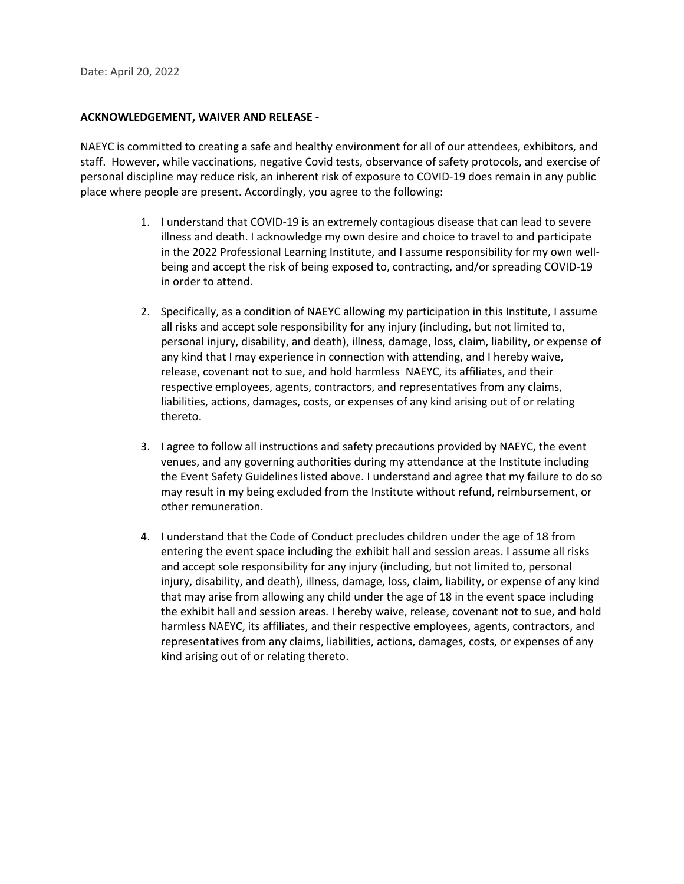Date: April 20, 2022

**ACKNOWLEDGEMENT, WAIVER AND RELEASE -**

NAEYC is committed to creating a safe and healthy environment for all of our attendees, exhibitors, and staff. However, while vaccinations, negative Covid tests, observance of safety protocols, and exercise of personal discipline may reduce risk, an inherent risk of exposure to COVID-19 does remain in any public place where people are present. Accordingly, you agree to the following:

1. I understand that COVID-19 is an extremely contagious disease that can lead to severe illness and death. I acknowledge my own desire and choice to travel to and participate in the 2022 Professional Learning Institute, and I assume responsibility for my own well-being and accept the risk of being exposed to, contracting, and/or spreading COVID-19 in order to attend.

2. Specifically, as a condition of NAEYC allowing my participation in this Institute, I assume all risks and accept sole responsibility for any injury (including, but not limited to, personal injury, disability, and death), illness, damage, loss, claim, liability, or expense of any kind that I may experience in connection with attending, and I hereby waive, release, covenant not to sue, and hold harmless NAEYC, its affiliates, and their respective employees, agents, contractors, and representatives from any claims, liabilities, actions, damages, costs, or expenses of any kind arising out of or relating thereto.

3. I agree to follow all instructions and safety precautions provided by NAEYC, the event venues, and any governing authorities during my attendance at the Institute including the Event Safety Guidelines listed above. I understand and agree that my failure to do so may result in my being excluded from the Institute without refund, reimbursement, or other remuneration.

4. I understand that the Code of Conduct precludes children under the age of 18 from entering the event space including the exhibit hall and session areas. I assume all risks and accept sole responsibility for any injury (including, but not limited to, personal injury, disability, and death), illness, damage, loss, claim, liability, or expense of any kind that may arise from allowing any child under the age of 18 in the event space including the exhibit hall and session areas. I hereby waive, release, covenant not to sue, and hold harmless NAEYC, its affiliates, and their respective employees, agents, contractors, and representatives from any claims, liabilities, actions, damages, costs, or expenses of any kind arising out of or relating thereto.